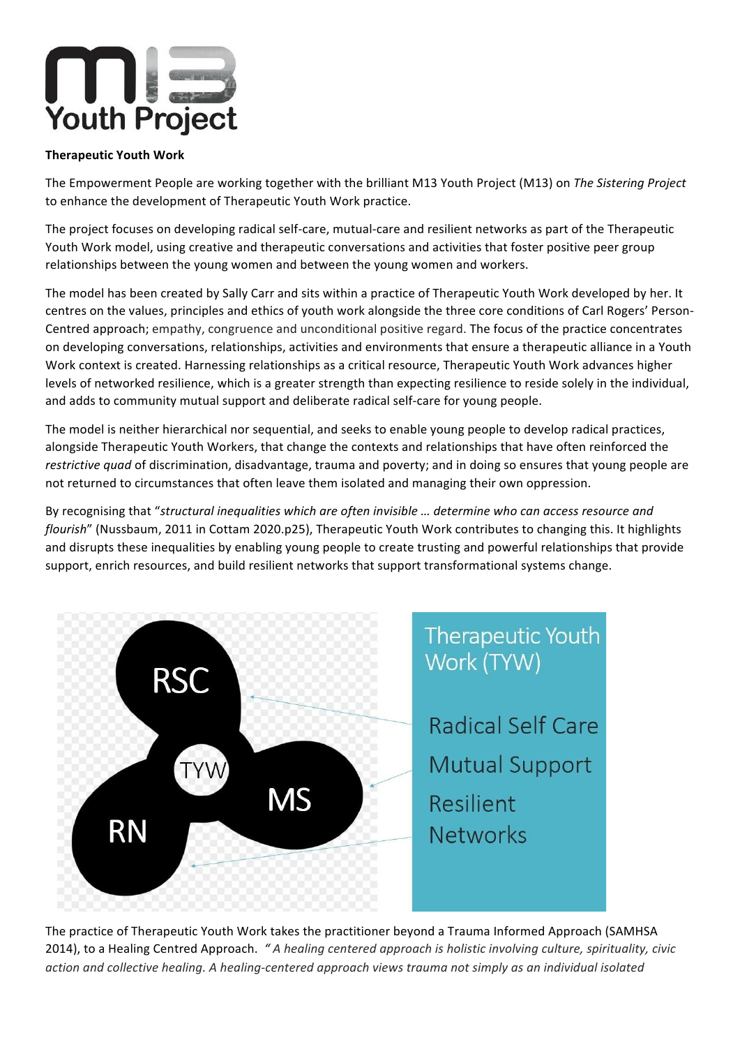M13 Youth Project

**Therapeutic Youth Work**

The Empowerment People are working together with the brilliant M13 Youth Project (M13) on *The Sistering Project* to enhance the development of Therapeutic Youth Work practice.

The project focuses on developing radical self-care, mutual-care and resilient networks as part of the Therapeutic Youth Work model, using creative and therapeutic conversations and activities that foster positive peer group relationships between the young women and between the young women and workers.

The model has been created by Sally Carr and sits within a practice of Therapeutic Youth Work developed by her. It centres on the values, principles and ethics of youth work alongside the three core conditions of Carl Rogers' Person-Centred approach; empathy, congruence and unconditional positive regard. The focus of the practice concentrates on developing conversations, relationships, activities and environments that ensure a therapeutic alliance in a Youth Work context is created. Harnessing relationships as a critical resource, Therapeutic Youth Work advances higher levels of networked resilience, which is a greater strength than expecting resilience to reside solely in the individual, and adds to community mutual support and deliberate radical self-care for young people.

The model is neither hierarchical nor sequential, and seeks to enable young people to develop radical practices, alongside Therapeutic Youth Workers, that change the contexts and relationships that have often reinforced the *restrictive quad* of discrimination, disadvantage, trauma and poverty; and in doing so ensures that young people are not returned to circumstances that often leave them isolated and managing their own oppression.

By recognising that "*structural inequalities which are often invisible … determine who can access resource and flourish*" (Nussbaum, 2011 in Cottam 2020.p25), Therapeutic Youth Work contributes to changing this. It highlights and disrupts these inequalities by enabling young people to create trusting and powerful relationships that provide support, enrich resources, and build resilient networks that support transformational systems change.

Therapeutic Youth Work (TYW)

- RSC – Radical Self Care
- MS – Mutual Support
- RN – Resilient Networks

The practice of Therapeutic Youth Work takes the practitioner beyond a Trauma Informed Approach (SAMHSA 2014), to a Healing Centred Approach. *" A healing centered approach is holistic involving culture, spirituality, civic action and collective healing. A healing-centered approach views trauma not simply as an individual isolated*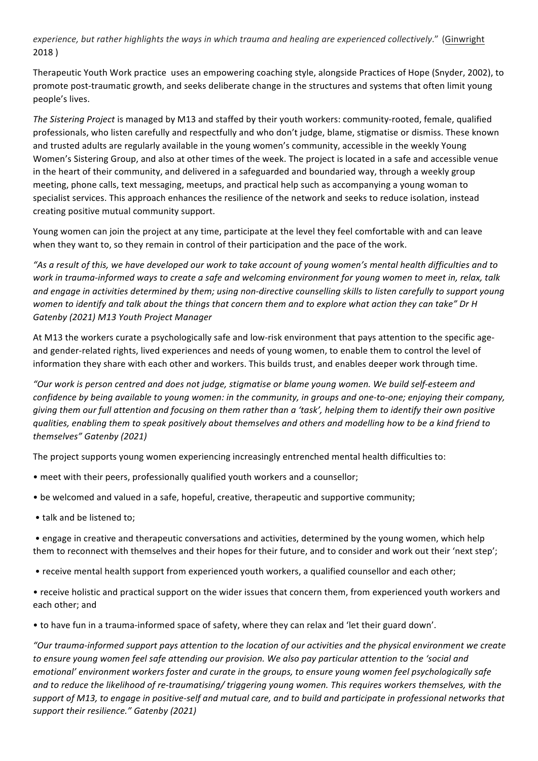*experience, but rather highlights the ways in which trauma and healing are experienced collectively*." (Ginwright 2018 )

Therapeutic Youth Work practice uses an empowering coaching style, alongside Practices of Hope (Snyder, 2002), to promote post-traumatic growth, and seeks deliberate change in the structures and systems that often limit young people's lives.

*The Sistering Project* is managed by M13 and staffed by their youth workers: community-rooted, female, qualified professionals, who listen carefully and respectfully and who don't judge, blame, stigmatise or dismiss. These known and trusted adults are regularly available in the young women's community, accessible in the weekly Young Women's Sistering Group, and also at other times of the week. The project is located in a safe and accessible venue in the heart of their community, and delivered in a safeguarded and boundaried way, through a weekly group meeting, phone calls, text messaging, meetups, and practical help such as accompanying a young woman to specialist services. This approach enhances the resilience of the network and seeks to reduce isolation, instead creating positive mutual community support.

Young women can join the project at any time, participate at the level they feel comfortable with and can leave when they want to, so they remain in control of their participation and the pace of the work.

*"As a result of this, we have developed our work to take account of young women's mental health difficulties and to work in trauma-informed ways to create a safe and welcoming environment for young women to meet in, relax, talk and engage in activities determined by them; using non-directive counselling skills to listen carefully to support young women to identify and talk about the things that concern them and to explore what action they can take" Dr H Gatenby (2021) M13 Youth Project Manager*

At M13 the workers curate a psychologically safe and low-risk environment that pays attention to the specific age- and gender-related rights, lived experiences and needs of young women, to enable them to control the level of information they share with each other and workers. This builds trust, and enables deeper work through time.

*"Our work is person centred and does not judge, stigmatise or blame young women. We build self-esteem and confidence by being available to young women: in the community, in groups and one-to-one; enjoying their company, giving them our full attention and focusing on them rather than a 'task', helping them to identify their own positive qualities, enabling them to speak positively about themselves and others and modelling how to be a kind friend to themselves" Gatenby (2021)*

The project supports young women experiencing increasingly entrenched mental health difficulties to:

- meet with their peers, professionally qualified youth workers and a counsellor;
- be welcomed and valued in a safe, hopeful, creative, therapeutic and supportive community;
- talk and be listened to;
- engage in creative and therapeutic conversations and activities, determined by the young women, which help them to reconnect with themselves and their hopes for their future, and to consider and work out their 'next step';
- receive mental health support from experienced youth workers, a qualified counsellor and each other;
- receive holistic and practical support on the wider issues that concern them, from experienced youth workers and each other; and
- to have fun in a trauma-informed space of safety, where they can relax and 'let their guard down'.

*"Our trauma-informed support pays attention to the location of our activities and the physical environment we create to ensure young women feel safe attending our provision. We also pay particular attention to the 'social and emotional' environment workers foster and curate in the groups, to ensure young women feel psychologically safe and to reduce the likelihood of re-traumatising/ triggering young women. This requires workers themselves, with the support of M13, to engage in positive-self and mutual care, and to build and participate in professional networks that support their resilience." Gatenby (2021)*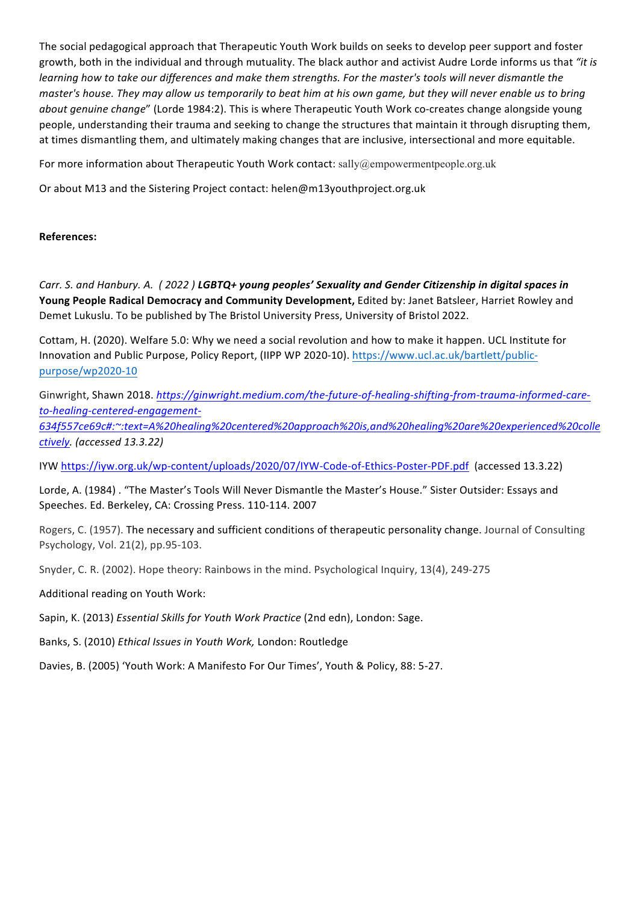The social pedagogical approach that Therapeutic Youth Work builds on seeks to develop peer support and foster growth, both in the individual and through mutuality. The black author and activist Audre Lorde informs us that *"it is learning how to take our differences and make them strengths. For the master's tools will never dismantle the master's house. They may allow us temporarily to beat him at his own game, but they will never enable us to bring about genuine change*" (Lorde 1984:2). This is where Therapeutic Youth Work co-creates change alongside young people, understanding their trauma and seeking to change the structures that maintain it through disrupting them, at times dismantling them, and ultimately making changes that are inclusive, intersectional and more equitable.

For more information about Therapeutic Youth Work contact: sally@empowermentpeople.org.uk

Or about M13 and the Sistering Project contact: helen@m13youthproject.org.uk

**References:**

*Carr. S. and Hanbury. A. ( 2022 )* ***LGBTQ+ young peoples' Sexuality and Gender Citizenship in digital spaces in*** **Young People Radical Democracy and Community Development,** Edited by: Janet Batsleer, Harriet Rowley and Demet Lukuslu. To be published by The Bristol University Press, University of Bristol 2022.

Cottam, H. (2020). Welfare 5.0: Why we need a social revolution and how to make it happen. UCL Institute for Innovation and Public Purpose, Policy Report, (IIPP WP 2020-10). https://www.ucl.ac.uk/bartlett/public-purpose/wp2020-10

Ginwright, Shawn 2018. *https://ginwright.medium.com/the-future-of-healing-shifting-from-trauma-informed-care-to-healing-centered-engagement-634f557ce69c#:~:text=A%20healing%20centered%20approach%20is,and%20healing%20are%20experienced%20collectively. (accessed 13.3.22)*

IYW https://iyw.org.uk/wp-content/uploads/2020/07/IYW-Code-of-Ethics-Poster-PDF.pdf (accessed 13.3.22)

Lorde, A. (1984) . "The Master's Tools Will Never Dismantle the Master's House." Sister Outsider: Essays and Speeches. Ed. Berkeley, CA: Crossing Press. 110-114. 2007

Rogers, C. (1957). The necessary and sufficient conditions of therapeutic personality change. Journal of Consulting Psychology, Vol. 21(2), pp.95-103.

Snyder, C. R. (2002). Hope theory: Rainbows in the mind. Psychological Inquiry, 13(4), 249-275

Additional reading on Youth Work:

Sapin, K. (2013) *Essential Skills for Youth Work Practice* (2nd edn), London: Sage.

Banks, S. (2010) *Ethical Issues in Youth Work,* London: Routledge

Davies, B. (2005) 'Youth Work: A Manifesto For Our Times', Youth & Policy, 88: 5-27.